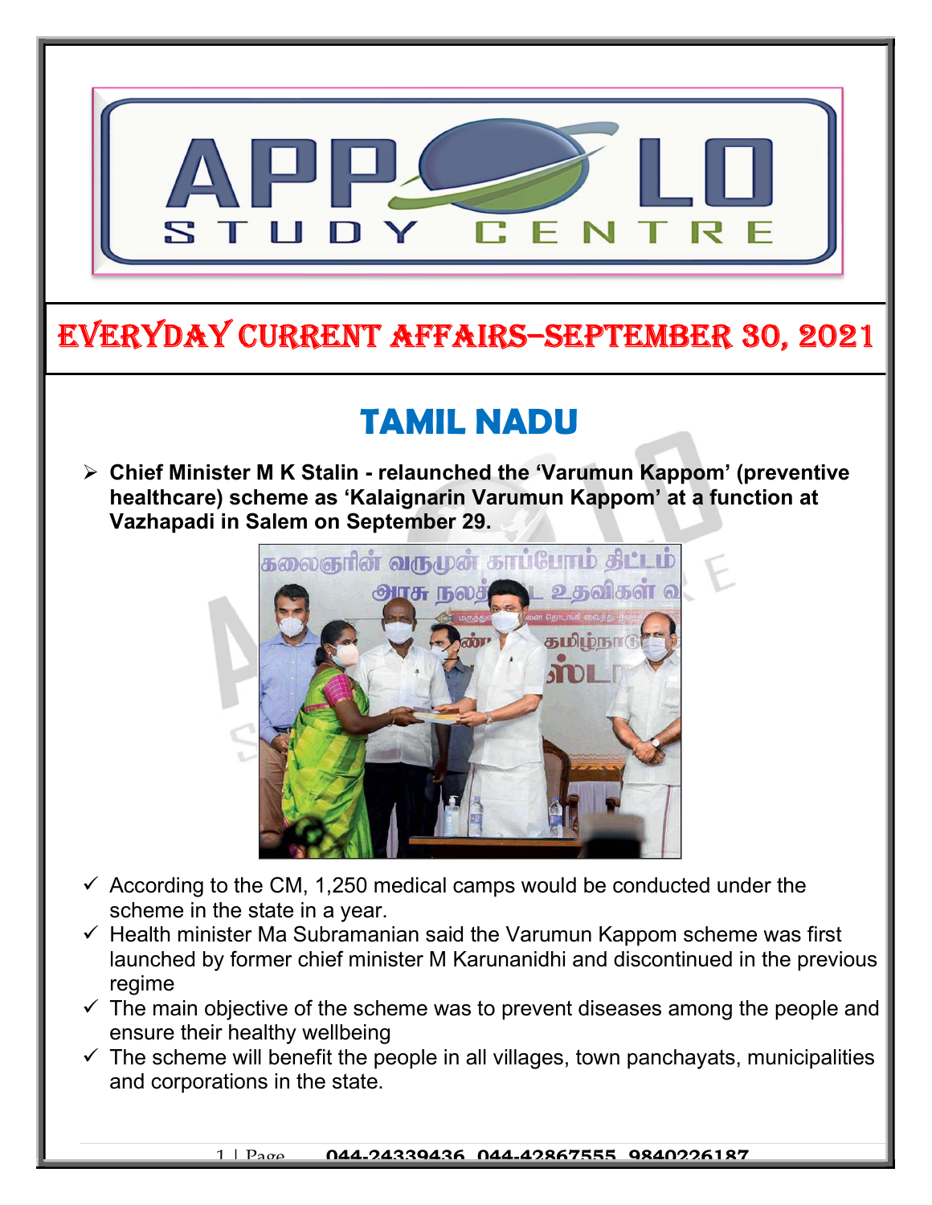# EVERYDAY CURRENT AFFAIRS–SEPTEMBER 30, 2021

## TAMIL NADU

- **Chief Minister M K Stalin - relaunched the 'Varumun Kappom' (preventive healthcare) scheme as 'Kalaignarin Varumun Kappom' at a function at Vazhapadi in Salem on September 29.**

  - ✓ According to the CM, 1,250 medical camps would be conducted under the scheme in the state in a year.
  - ✓ Health minister Ma Subramanian said the Varumun Kappom scheme was first launched by former chief minister M Karunanidhi and discontinued in the previous regime
  - ✓ The main objective of the scheme was to prevent diseases among the people and ensure their healthy wellbeing
  - ✓ The scheme will benefit the people in all villages, town panchayats, municipalities and corporations in the state.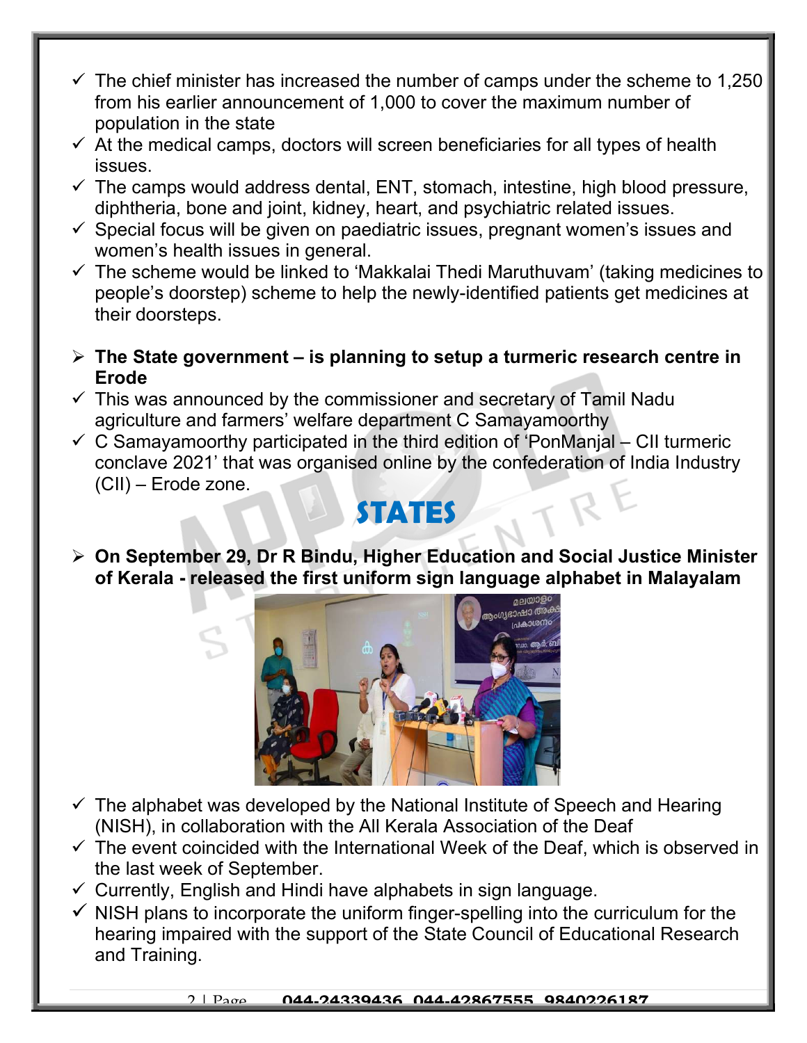- ✓ The chief minister has increased the number of camps under the scheme to 1,250 from his earlier announcement of 1,000 to cover the maximum number of population in the state
- ✓ At the medical camps, doctors will screen beneficiaries for all types of health issues.
- ✓ The camps would address dental, ENT, stomach, intestine, high blood pressure, diphtheria, bone and joint, kidney, heart, and psychiatric related issues.
- ✓ Special focus will be given on paediatric issues, pregnant women's issues and women's health issues in general.
- ✓ The scheme would be linked to 'Makkalai Thedi Maruthuvam' (taking medicines to people's doorstep) scheme to help the newly-identified patients get medicines at their doorsteps.

- **The State government – is planning to setup a turmeric research centre in Erode**
- ✓ This was announced by the commissioner and secretary of Tamil Nadu agriculture and farmers' welfare department C Samayamoorthy
- ✓ C Samayamoorthy participated in the third edition of 'PonManjal – CII turmeric conclave 2021' that was organised online by the confederation of India Industry (CII) – Erode zone.

# STATES

- **On September 29, Dr R Bindu, Higher Education and Social Justice Minister of Kerala - released the first uniform sign language alphabet in Malayalam**
- ✓ The alphabet was developed by the National Institute of Speech and Hearing (NISH), in collaboration with the All Kerala Association of the Deaf
- ✓ The event coincided with the International Week of the Deaf, which is observed in the last week of September.
- ✓ Currently, English and Hindi have alphabets in sign language.
- ✓ NISH plans to incorporate the uniform finger-spelling into the curriculum for the hearing impaired with the support of the State Council of Educational Research and Training.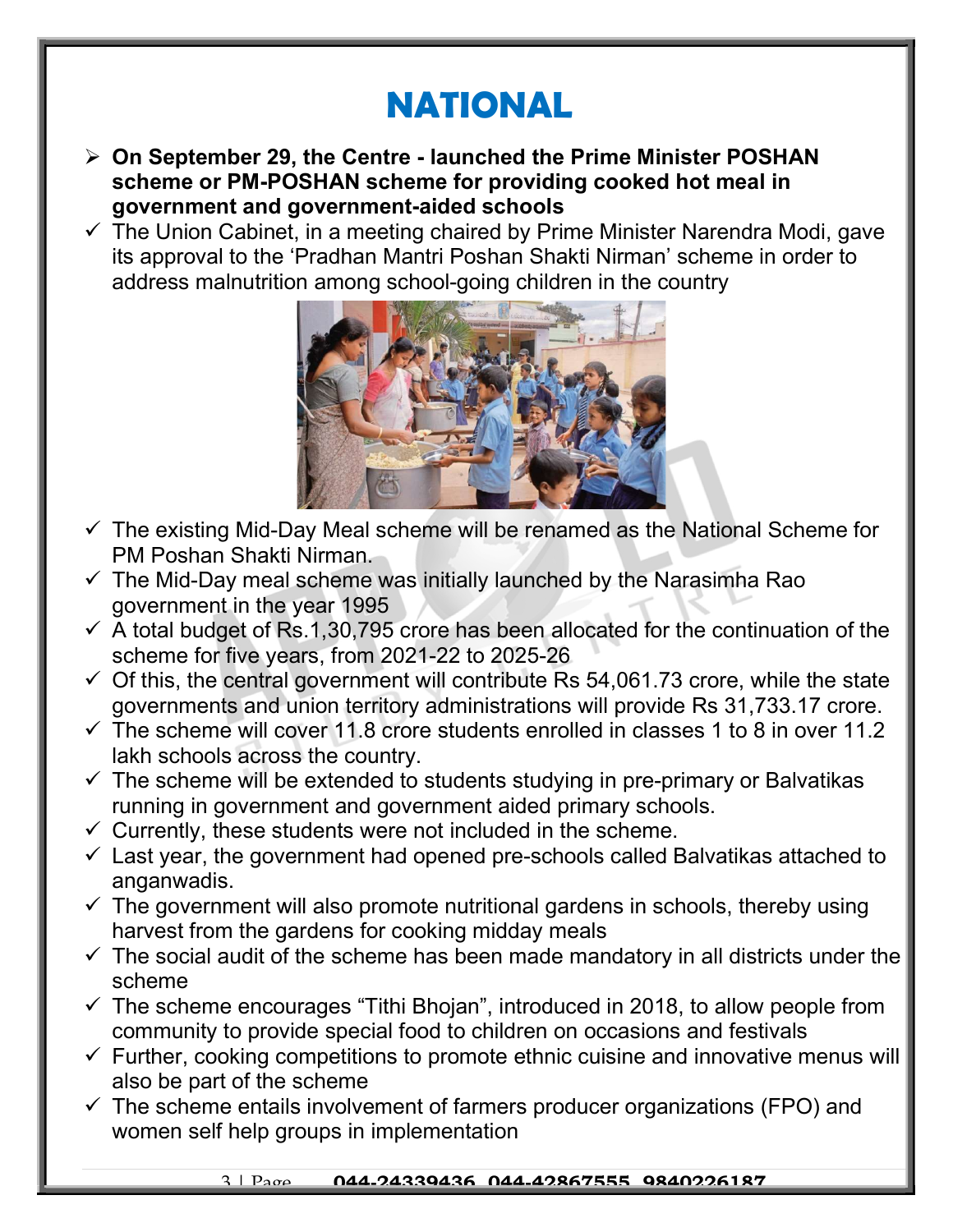# NATIONAL

- **On September 29, the Centre - launched the Prime Minister POSHAN scheme or PM-POSHAN scheme for providing cooked hot meal in government and government-aided schools**
  - The Union Cabinet, in a meeting chaired by Prime Minister Narendra Modi, gave its approval to the 'Pradhan Mantri Poshan Shakti Nirman' scheme in order to address malnutrition among school-going children in the country
  - The existing Mid-Day Meal scheme will be renamed as the National Scheme for PM Poshan Shakti Nirman.
  - The Mid-Day meal scheme was initially launched by the Narasimha Rao government in the year 1995
  - A total budget of Rs.1,30,795 crore has been allocated for the continuation of the scheme for five years, from 2021-22 to 2025-26
  - Of this, the central government will contribute Rs 54,061.73 crore, while the state governments and union territory administrations will provide Rs 31,733.17 crore.
  - The scheme will cover 11.8 crore students enrolled in classes 1 to 8 in over 11.2 lakh schools across the country.
  - The scheme will be extended to students studying in pre-primary or Balvatikas running in government and government aided primary schools.
  - Currently, these students were not included in the scheme.
  - Last year, the government had opened pre-schools called Balvatikas attached to anganwadis.
  - The government will also promote nutritional gardens in schools, thereby using harvest from the gardens for cooking midday meals
  - The social audit of the scheme has been made mandatory in all districts under the scheme
  - The scheme encourages "Tithi Bhojan", introduced in 2018, to allow people from community to provide special food to children on occasions and festivals
  - Further, cooking competitions to promote ethnic cuisine and innovative menus will also be part of the scheme
  - The scheme entails involvement of farmers producer organizations (FPO) and women self help groups in implementation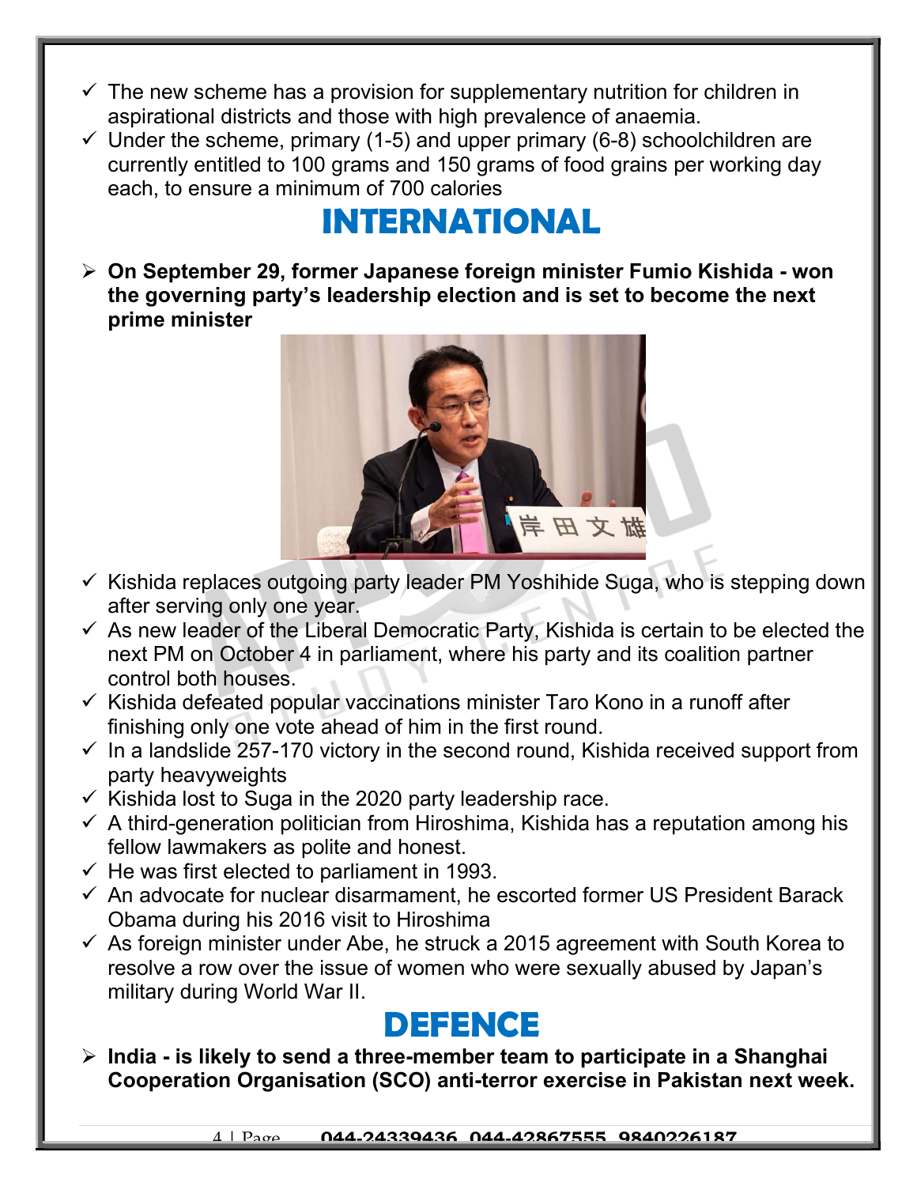- The new scheme has a provision for supplementary nutrition for children in aspirational districts and those with high prevalence of anaemia.
- Under the scheme, primary (1-5) and upper primary (6-8) schoolchildren are currently entitled to 100 grams and 150 grams of food grains per working day each, to ensure a minimum of 700 calories

# INTERNATIONAL

- **On September 29, former Japanese foreign minister Fumio Kishida - won the governing party's leadership election and is set to become the next prime minister**

- Kishida replaces outgoing party leader PM Yoshihide Suga, who is stepping down after serving only one year.
- As new leader of the Liberal Democratic Party, Kishida is certain to be elected the next PM on October 4 in parliament, where his party and its coalition partner control both houses.
- Kishida defeated popular vaccinations minister Taro Kono in a runoff after finishing only one vote ahead of him in the first round.
- In a landslide 257-170 victory in the second round, Kishida received support from party heavyweights
- Kishida lost to Suga in the 2020 party leadership race.
- A third-generation politician from Hiroshima, Kishida has a reputation among his fellow lawmakers as polite and honest.
- He was first elected to parliament in 1993.
- An advocate for nuclear disarmament, he escorted former US President Barack Obama during his 2016 visit to Hiroshima
- As foreign minister under Abe, he struck a 2015 agreement with South Korea to resolve a row over the issue of women who were sexually abused by Japan's military during World War II.

# DEFENCE

- **India - is likely to send a three-member team to participate in a Shanghai Cooperation Organisation (SCO) anti-terror exercise in Pakistan next week.**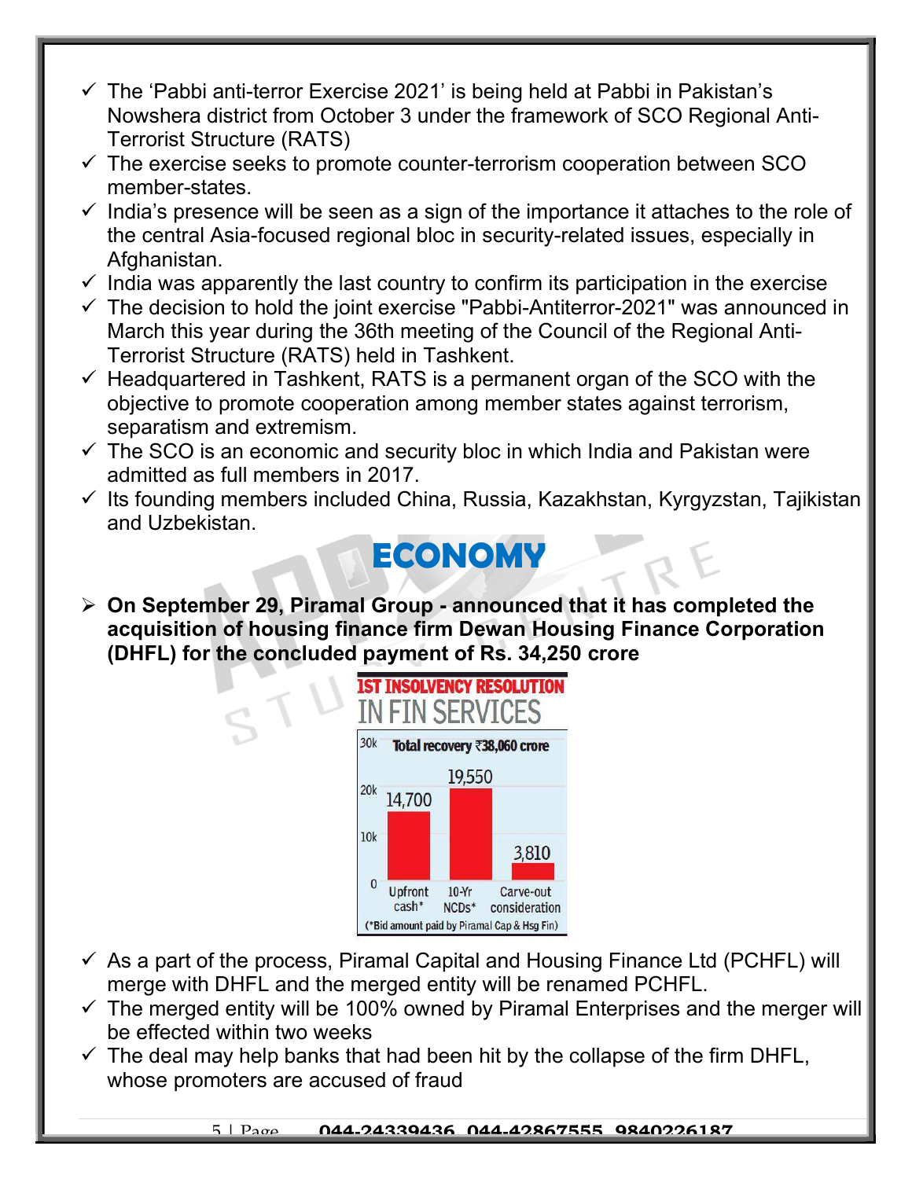- ✓ The 'Pabbi anti-terror Exercise 2021' is being held at Pabbi in Pakistan's Nowshera district from October 3 under the framework of SCO Regional Anti-Terrorist Structure (RATS)
- ✓ The exercise seeks to promote counter-terrorism cooperation between SCO member-states.
- ✓ India's presence will be seen as a sign of the importance it attaches to the role of the central Asia-focused regional bloc in security-related issues, especially in Afghanistan.
- ✓ India was apparently the last country to confirm its participation in the exercise
- ✓ The decision to hold the joint exercise "Pabbi-Antiterror-2021" was announced in March this year during the 36th meeting of the Council of the Regional Anti-Terrorist Structure (RATS) held in Tashkent.
- ✓ Headquartered in Tashkent, RATS is a permanent organ of the SCO with the objective to promote cooperation among member states against terrorism, separatism and extremism.
- ✓ The SCO is an economic and security bloc in which India and Pakistan were admitted as full members in 2017.
- ✓ Its founding members included China, Russia, Kazakhstan, Kyrgyzstan, Tajikistan and Uzbekistan.

# ECONOMY

- **On September 29, Piramal Group - announced that it has completed the acquisition of housing finance firm Dewan Housing Finance Corporation (DHFL) for the concluded payment of Rs. 34,250 crore**

**1ST INSOLVENCY RESOLUTION IN FIN SERVICES**

Total recovery ₹38,060 crore

| Component | Amount (₹ crore) |
| --- | --- |
| Upfront cash* | 14,700 |
| 10-Yr NCDs* | 19,550 |
| Carve-out consideration | 3,810 |

(*Bid amount paid by Piramal Cap & Hsg Fin)

- ✓ As a part of the process, Piramal Capital and Housing Finance Ltd (PCHFL) will merge with DHFL and the merged entity will be renamed PCHFL.
- ✓ The merged entity will be 100% owned by Piramal Enterprises and the merger will be effected within two weeks
- ✓ The deal may help banks that had been hit by the collapse of the firm DHFL, whose promoters are accused of fraud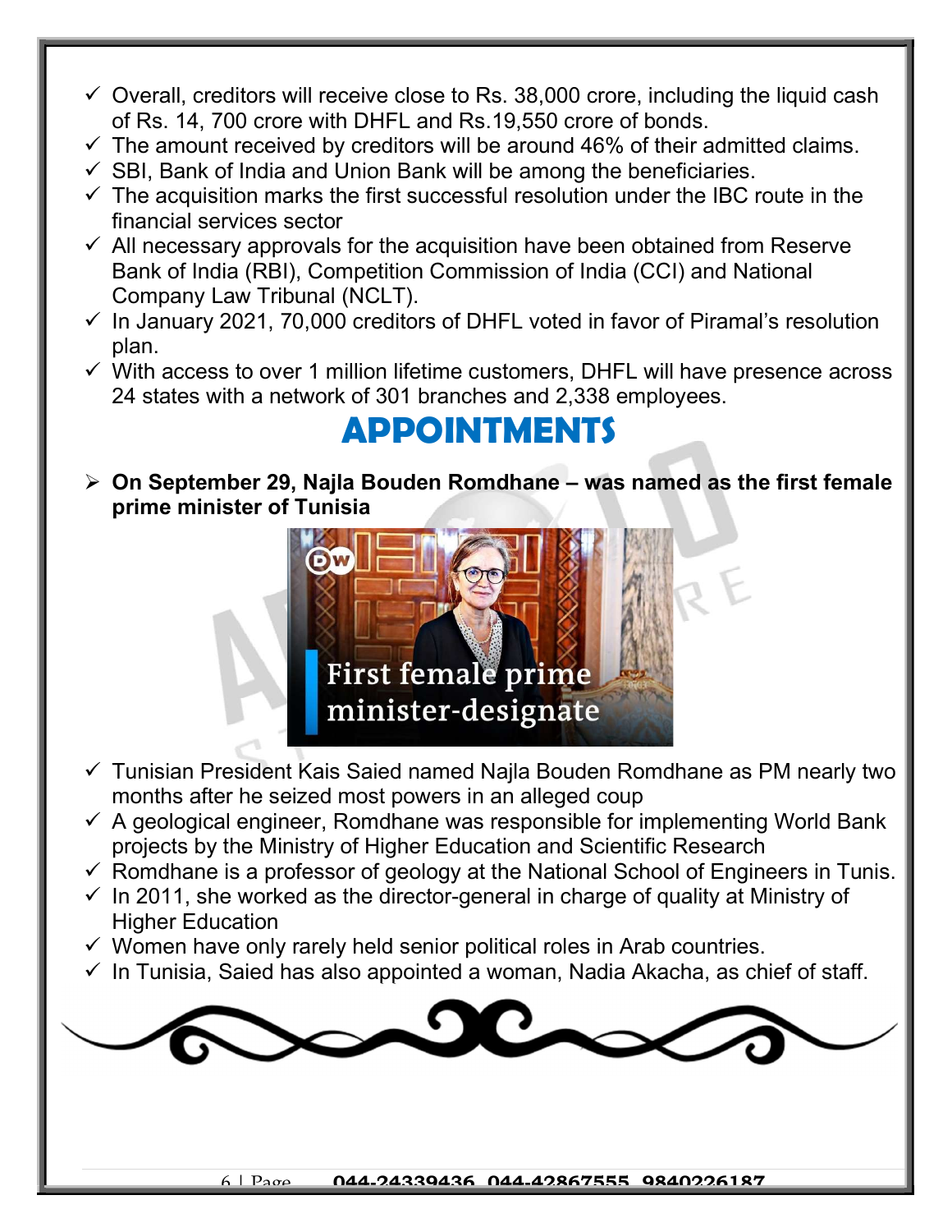- ✓ Overall, creditors will receive close to Rs. 38,000 crore, including the liquid cash of Rs. 14, 700 crore with DHFL and Rs.19,550 crore of bonds.
- ✓ The amount received by creditors will be around 46% of their admitted claims.
- ✓ SBI, Bank of India and Union Bank will be among the beneficiaries.
- ✓ The acquisition marks the first successful resolution under the IBC route in the financial services sector
- ✓ All necessary approvals for the acquisition have been obtained from Reserve Bank of India (RBI), Competition Commission of India (CCI) and National Company Law Tribunal (NCLT).
- ✓ In January 2021, 70,000 creditors of DHFL voted in favor of Piramal's resolution plan.
- ✓ With access to over 1 million lifetime customers, DHFL will have presence across 24 states with a network of 301 branches and 2,338 employees.

# APPOINTMENTS

- **On September 29, Najla Bouden Romdhane – was named as the first female prime minister of Tunisia**

- ✓ Tunisian President Kais Saied named Najla Bouden Romdhane as PM nearly two months after he seized most powers in an alleged coup
- ✓ A geological engineer, Romdhane was responsible for implementing World Bank projects by the Ministry of Higher Education and Scientific Research
- ✓ Romdhane is a professor of geology at the National School of Engineers in Tunis.
- ✓ In 2011, she worked as the director-general in charge of quality at Ministry of Higher Education
- ✓ Women have only rarely held senior political roles in Arab countries.
- ✓ In Tunisia, Saied has also appointed a woman, Nadia Akacha, as chief of staff.